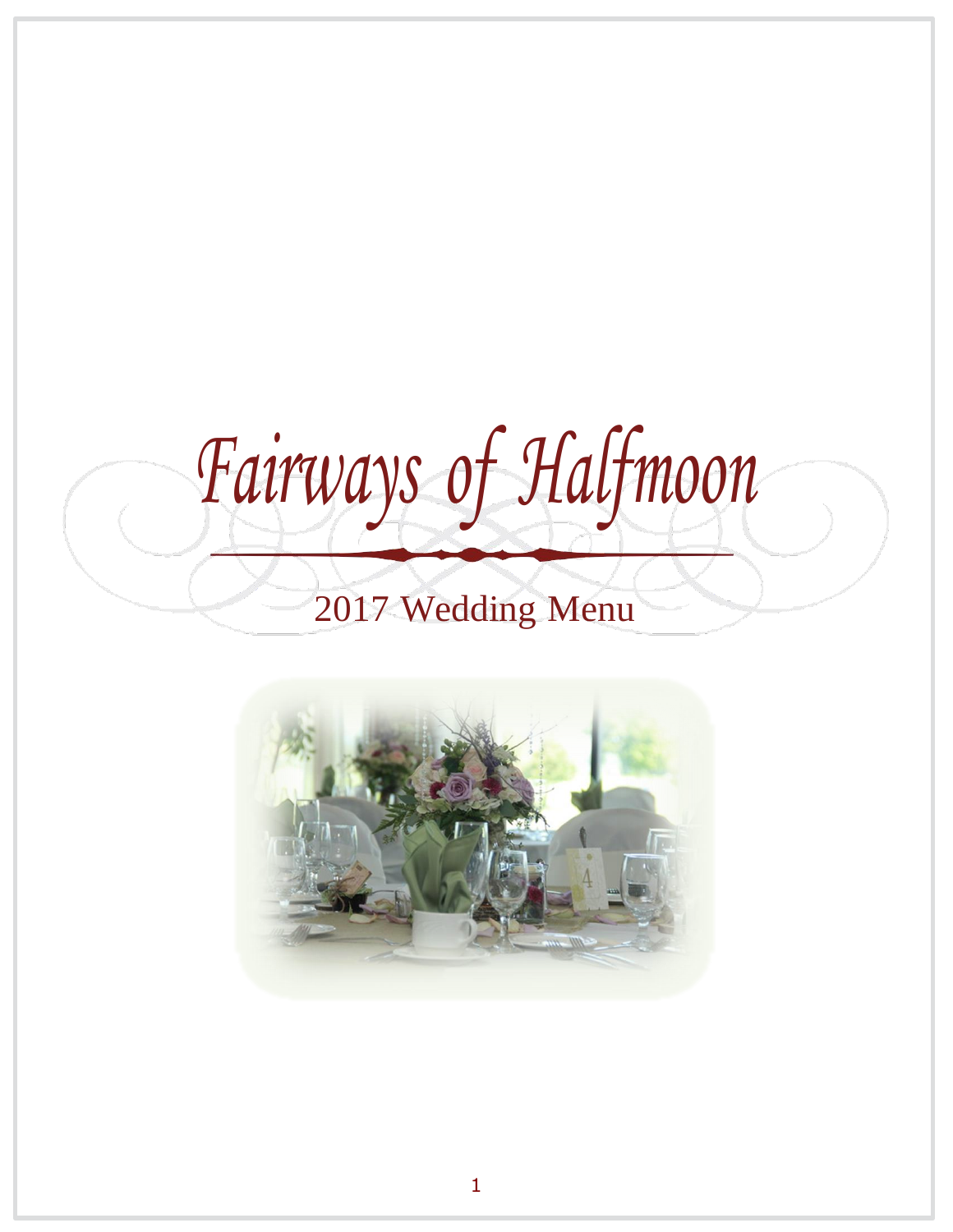# Fairways of Halfmoon

## 2017 Wedding Menu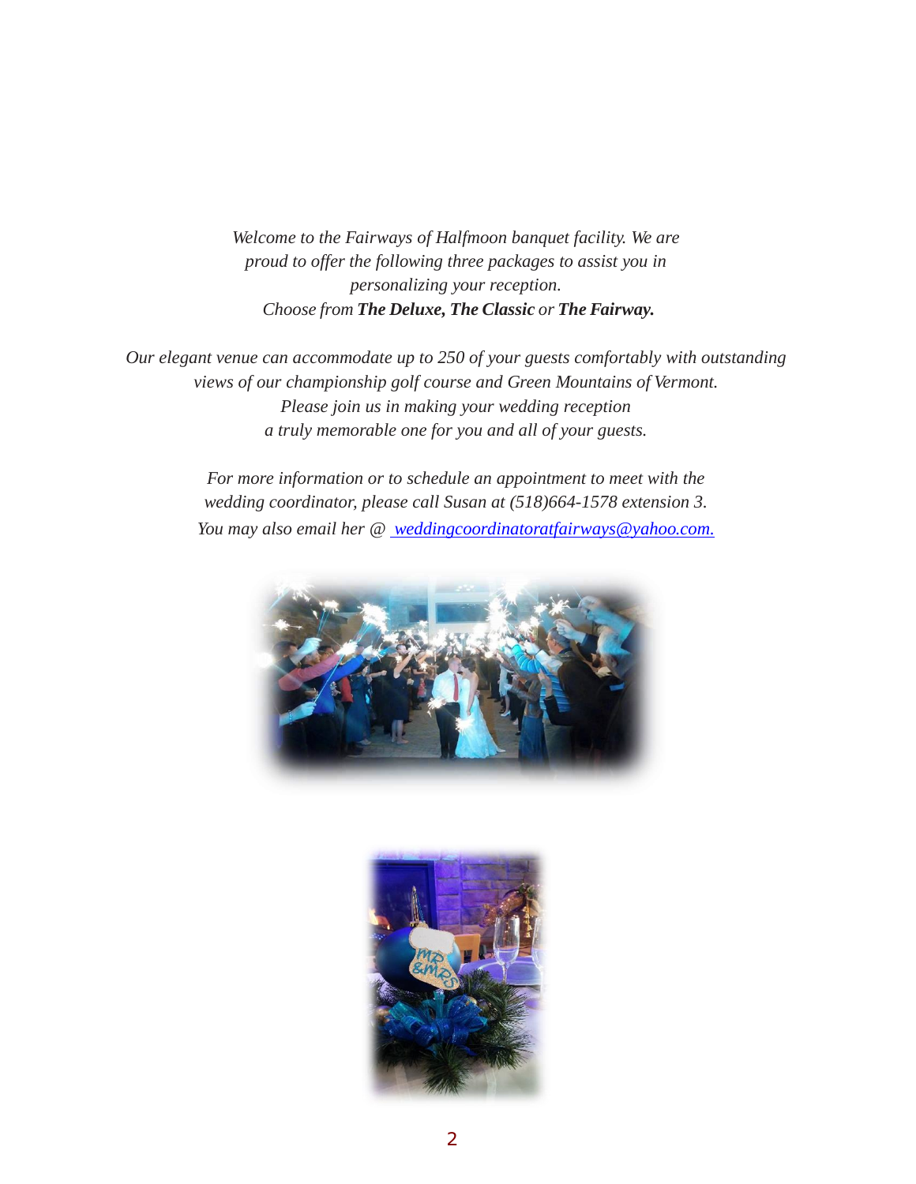*Welcome to the Fairways of Halfmoon banquet facility. We are proud to offer the following three packages to assist you in personalizing your reception.*
*Choose from **The Deluxe, The Classic** or **The Fairway.***

*Our elegant venue can accommodate up to 250 of your guests comfortably with outstanding views of our championship golf course and Green Mountains of Vermont.*
*Please join us in making your wedding reception a truly memorable one for you and all of your guests.*

*For more information or to schedule an appointment to meet with the wedding coordinator, please call Susan at (518)664-1578 extension 3.*
*You may also email her @ [weddingcoordinatoratfairways@yahoo.com.](mailto:weddingcoordinatoratfairways@yahoo.com)*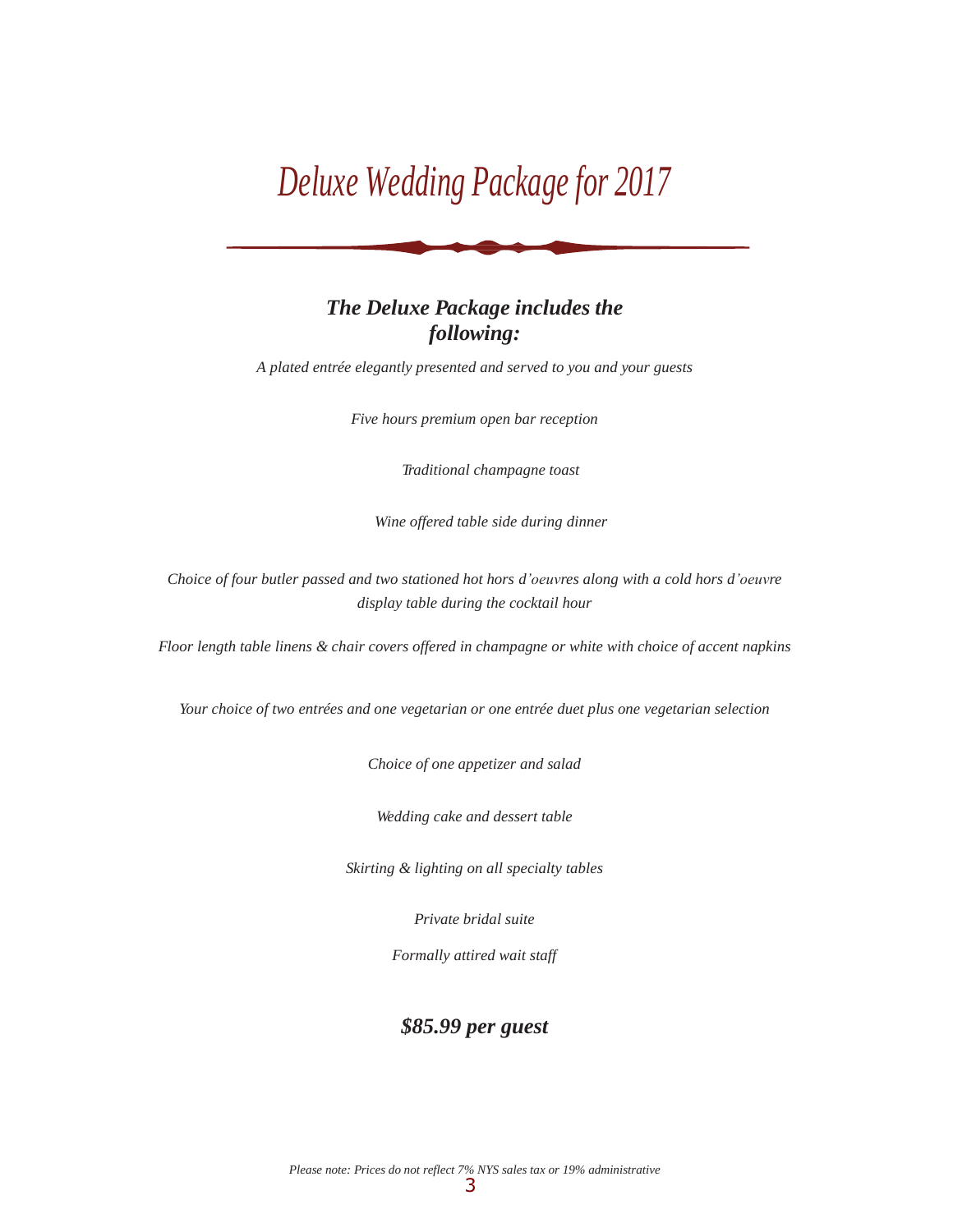# *Deluxe Wedding Package for 2017*

## ***The Deluxe Package includes the following:***

*A plated entrée elegantly presented and served to you and your guests*

*Five hours premium open bar reception*

*Traditional champagne toast*

*Wine offered table side during dinner*

*Choice of four butler passed and two stationed hot hors d'oeuvres along with a cold hors d'oeuvre display table during the cocktail hour*

*Floor length table linens & chair covers offered in champagne or white with choice of accent napkins*

*Your choice of two entrées and one vegetarian or one entrée duet plus one vegetarian selection*

*Choice of one appetizer and salad*

*Wedding cake and dessert table*

*Skirting & lighting on all specialty tables*

*Private bridal suite*

*Formally attired wait staff*

***$85.99 per guest***

*Please note: Prices do not reflect 7% NYS sales tax or 19% administrative*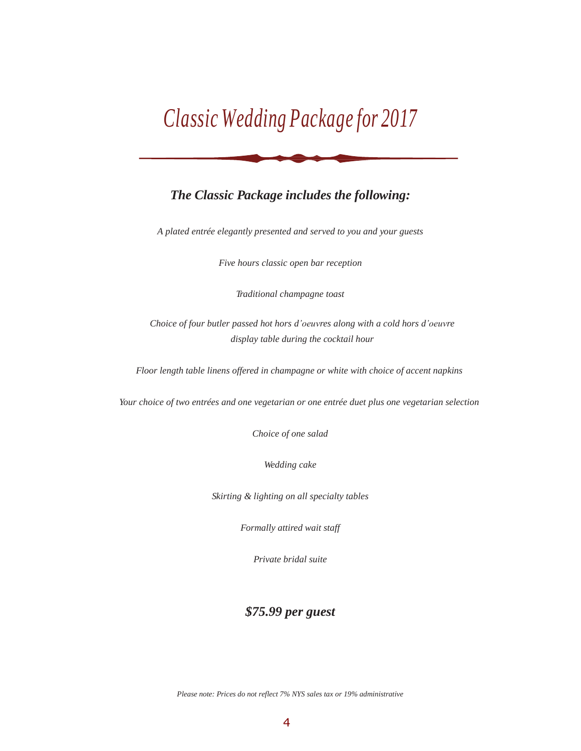# *Classic Wedding Package for 2017*

## ***The Classic Package includes the following:***

*A plated entrée elegantly presented and served to you and your guests*

*Five hours classic open bar reception*

*Traditional champagne toast*

*Choice of four butler passed hot hors d'oeuvres along with a cold hors d'oeuvre display table during the cocktail hour*

*Floor length table linens offered in champagne or white with choice of accent napkins*

*Your choice of two entrées and one vegetarian or one entrée duet plus one vegetarian selection*

*Choice of one salad*

*Wedding cake*

*Skirting & lighting on all specialty tables*

*Formally attired wait staff*

*Private bridal suite*

### ***$75.99 per guest***

*Please note: Prices do not reflect 7% NYS sales tax or 19% administrative*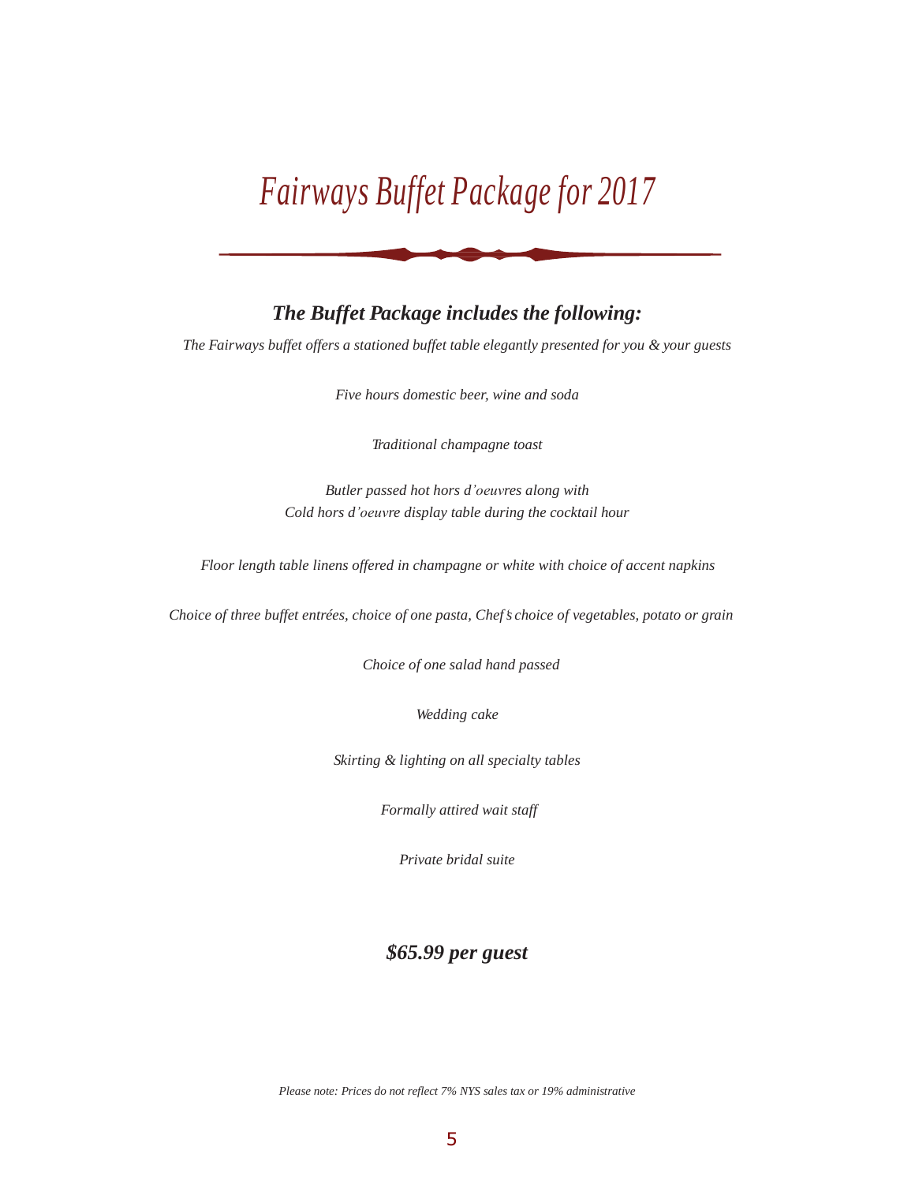# *Fairways Buffet Package for 2017*

### ***The Buffet Package includes the following:***

*The Fairways buffet offers a stationed buffet table elegantly presented for you & your guests*

*Five hours domestic beer, wine and soda*

*Traditional champagne toast*

*Butler passed hot hors d'oeuvres along with*
*Cold hors d'oeuvre display table during the cocktail hour*

*Floor length table linens offered in champagne or white with choice of accent napkins*

*Choice of three buffet entrées, choice of one pasta, Chef's choice of vegetables, potato or grain*

*Choice of one salad hand passed*

*Wedding cake*

*Skirting & lighting on all specialty tables*

*Formally attired wait staff*

*Private bridal suite*

### ***$65.99 per guest***

*Please note: Prices do not reflect 7% NYS sales tax or 19% administrative*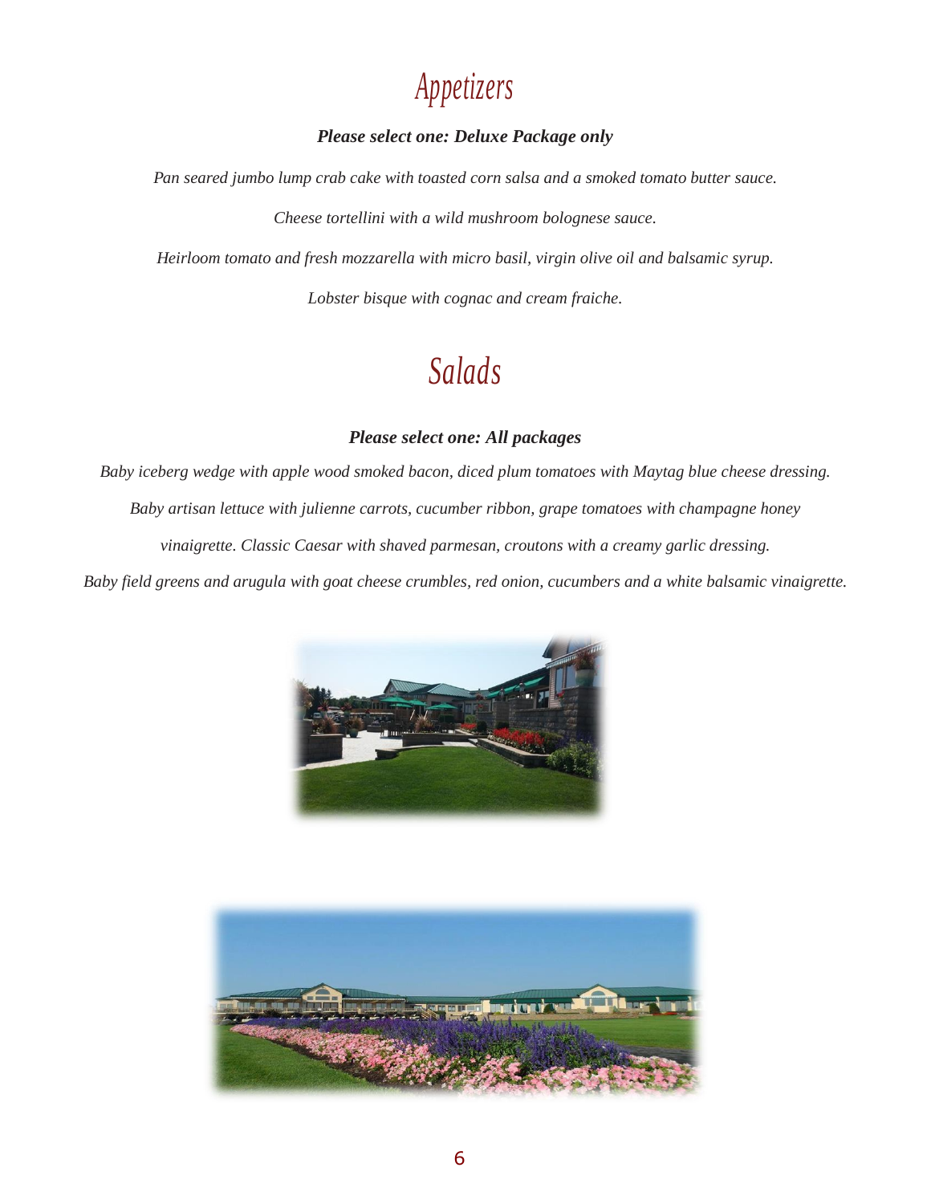# Appetizers

***Please select one: Deluxe Package only***

*Pan seared jumbo lump crab cake with toasted corn salsa and a smoked tomato butter sauce.*

*Cheese tortellini with a wild mushroom bolognese sauce.*

*Heirloom tomato and fresh mozzarella with micro basil, virgin olive oil and balsamic syrup.*

*Lobster bisque with cognac and cream fraiche.*

# Salads

***Please select one: All packages***

*Baby iceberg wedge with apple wood smoked bacon, diced plum tomatoes with Maytag blue cheese dressing.*

*Baby artisan lettuce with julienne carrots, cucumber ribbon, grape tomatoes with champagne honey vinaigrette. Classic Caesar with shaved parmesan, croutons with a creamy garlic dressing.*

*Baby field greens and arugula with goat cheese crumbles, red onion, cucumbers and a white balsamic vinaigrette.*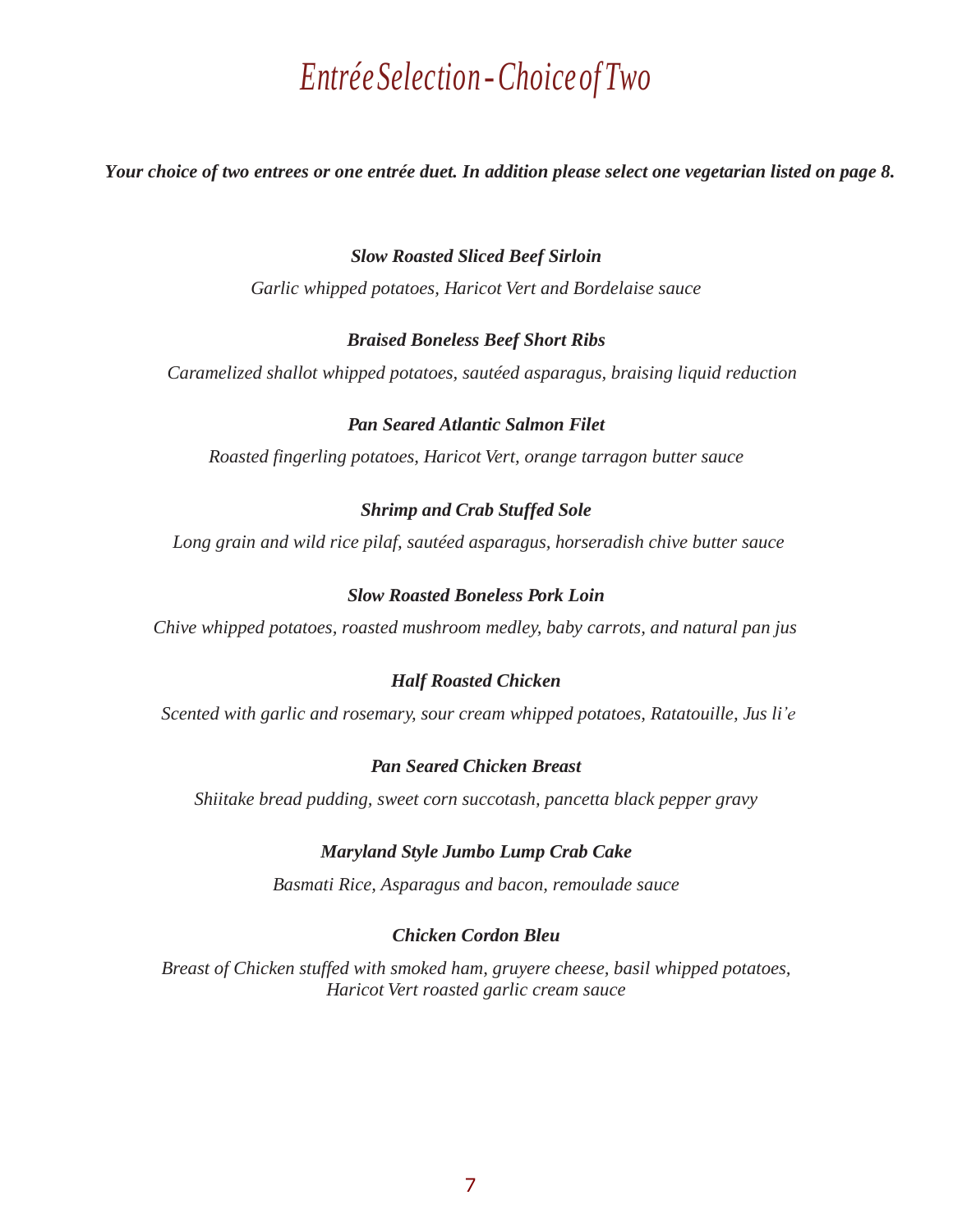# *Entrée Selection - Choice of Two*

***Your choice of two entrees or one entrée duet. In addition please select one vegetarian listed on page 8.***

***Slow Roasted Sliced Beef Sirloin***

*Garlic whipped potatoes, Haricot Vert and Bordelaise sauce*

***Braised Boneless Beef Short Ribs***

*Caramelized shallot whipped potatoes, sautéed asparagus, braising liquid reduction*

***Pan Seared Atlantic Salmon Filet***

*Roasted fingerling potatoes, Haricot Vert, orange tarragon butter sauce*

***Shrimp and Crab Stuffed Sole***

*Long grain and wild rice pilaf, sautéed asparagus, horseradish chive butter sauce*

***Slow Roasted Boneless Pork Loin***

*Chive whipped potatoes, roasted mushroom medley, baby carrots, and natural pan jus*

***Half Roasted Chicken***

*Scented with garlic and rosemary, sour cream whipped potatoes, Ratatouille, Jus li'e*

***Pan Seared Chicken Breast***

*Shiitake bread pudding, sweet corn succotash, pancetta black pepper gravy*

***Maryland Style Jumbo Lump Crab Cake***

*Basmati Rice, Asparagus and bacon, remoulade sauce*

***Chicken Cordon Bleu***

*Breast of Chicken stuffed with smoked ham, gruyere cheese, basil whipped potatoes, Haricot Vert roasted garlic cream sauce*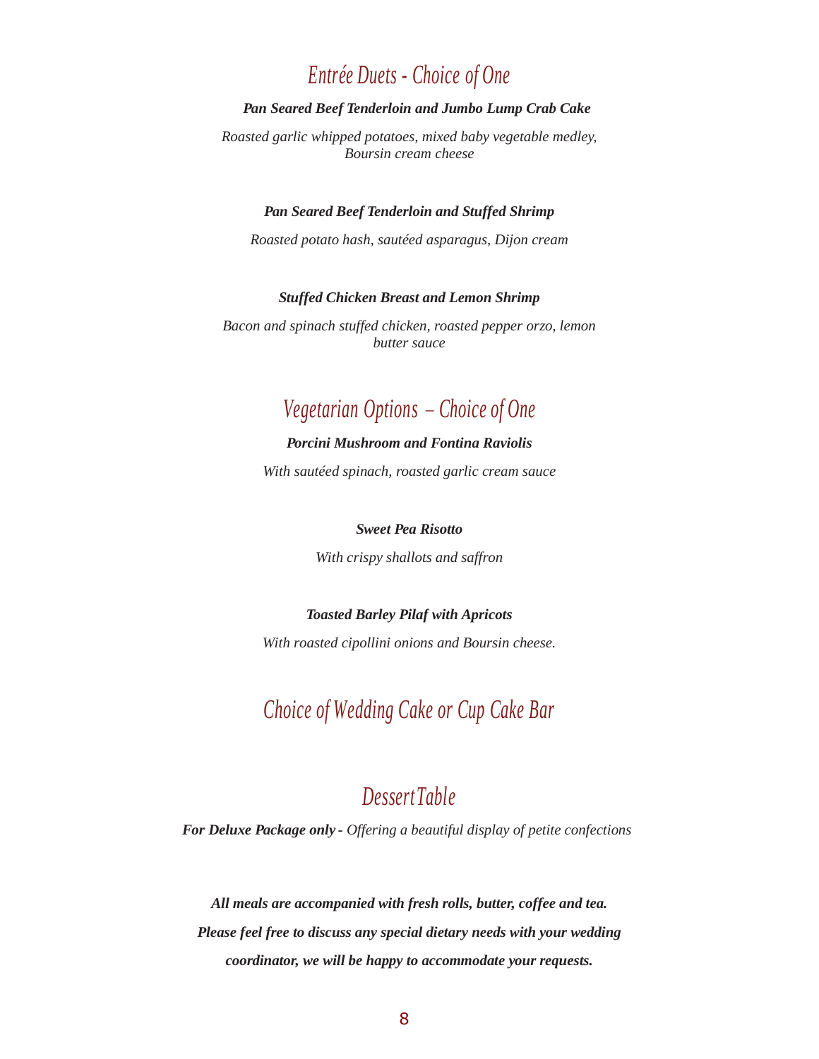## *Entrée Duets - Choice of One*

***Pan Seared Beef Tenderloin and Jumbo Lump Crab Cake***

*Roasted garlic whipped potatoes, mixed baby vegetable medley, Boursin cream cheese*

***Pan Seared Beef Tenderloin and Stuffed Shrimp***

*Roasted potato hash, sautéed asparagus, Dijon cream*

***Stuffed Chicken Breast and Lemon Shrimp***

*Bacon and spinach stuffed chicken, roasted pepper orzo, lemon butter sauce*

## *Vegetarian Options – Choice of One*

***Porcini Mushroom and Fontina Raviolis***

*With sautéed spinach, roasted garlic cream sauce*

***Sweet Pea Risotto***

*With crispy shallots and saffron*

***Toasted Barley Pilaf with Apricots***

*With roasted cipollini onions and Boursin cheese.*

## *Choice of Wedding Cake or Cup Cake Bar*

## *Dessert Table*

***For Deluxe Package only*** *- Offering a beautiful display of petite confections*

***All meals are accompanied with fresh rolls, butter, coffee and tea.***

***Please feel free to discuss any special dietary needs with your wedding coordinator, we will be happy to accommodate your requests.***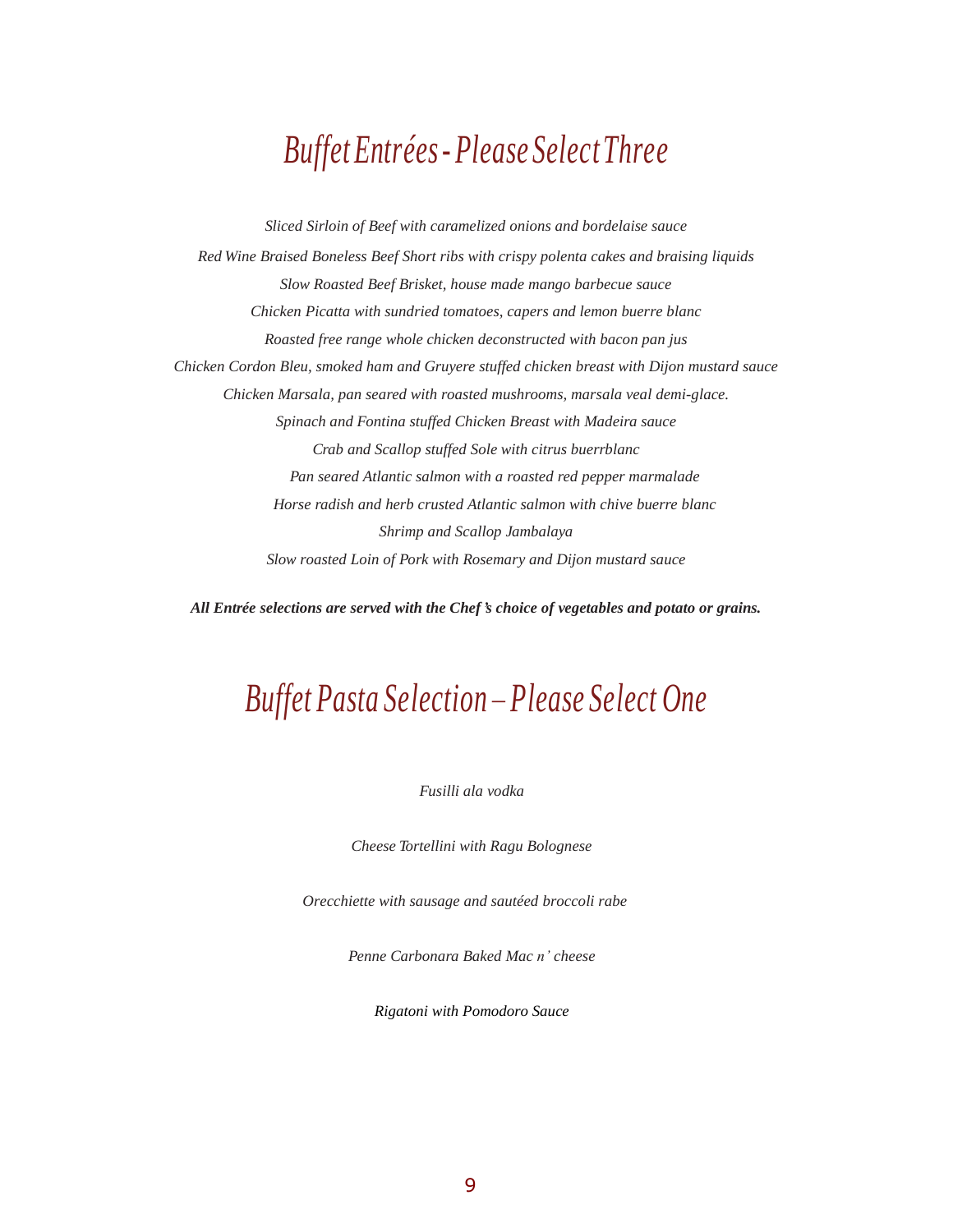# *Buffet Entrées - Please Select Three*

*Sliced Sirloin of Beef with caramelized onions and bordelaise sauce*

*Red Wine Braised Boneless Beef Short ribs with crispy polenta cakes and braising liquids*

*Slow Roasted Beef Brisket, house made mango barbecue sauce*

*Chicken Picatta with sundried tomatoes, capers and lemon buerre blanc*

*Roasted free range whole chicken deconstructed with bacon pan jus*

*Chicken Cordon Bleu, smoked ham and Gruyere stuffed chicken breast with Dijon mustard sauce*

*Chicken Marsala, pan seared with roasted mushrooms, marsala veal demi-glace.*

*Spinach and Fontina stuffed Chicken Breast with Madeira sauce*

*Crab and Scallop stuffed Sole with citrus buerrblanc*

*Pan seared Atlantic salmon with a roasted red pepper marmalade*

*Horse radish and herb crusted Atlantic salmon with chive buerre blanc*

*Shrimp and Scallop Jambalaya*

*Slow roasted Loin of Pork with Rosemary and Dijon mustard sauce*

***All Entrée selections are served with the Chef's choice of vegetables and potato or grains.***

# *Buffet Pasta Selection – Please Select One*

*Fusilli ala vodka*

*Cheese Tortellini with Ragu Bolognese*

*Orecchiette with sausage and sautéed broccoli rabe*

*Penne Carbonara Baked Mac n' cheese*

*Rigatoni with Pomodoro Sauce*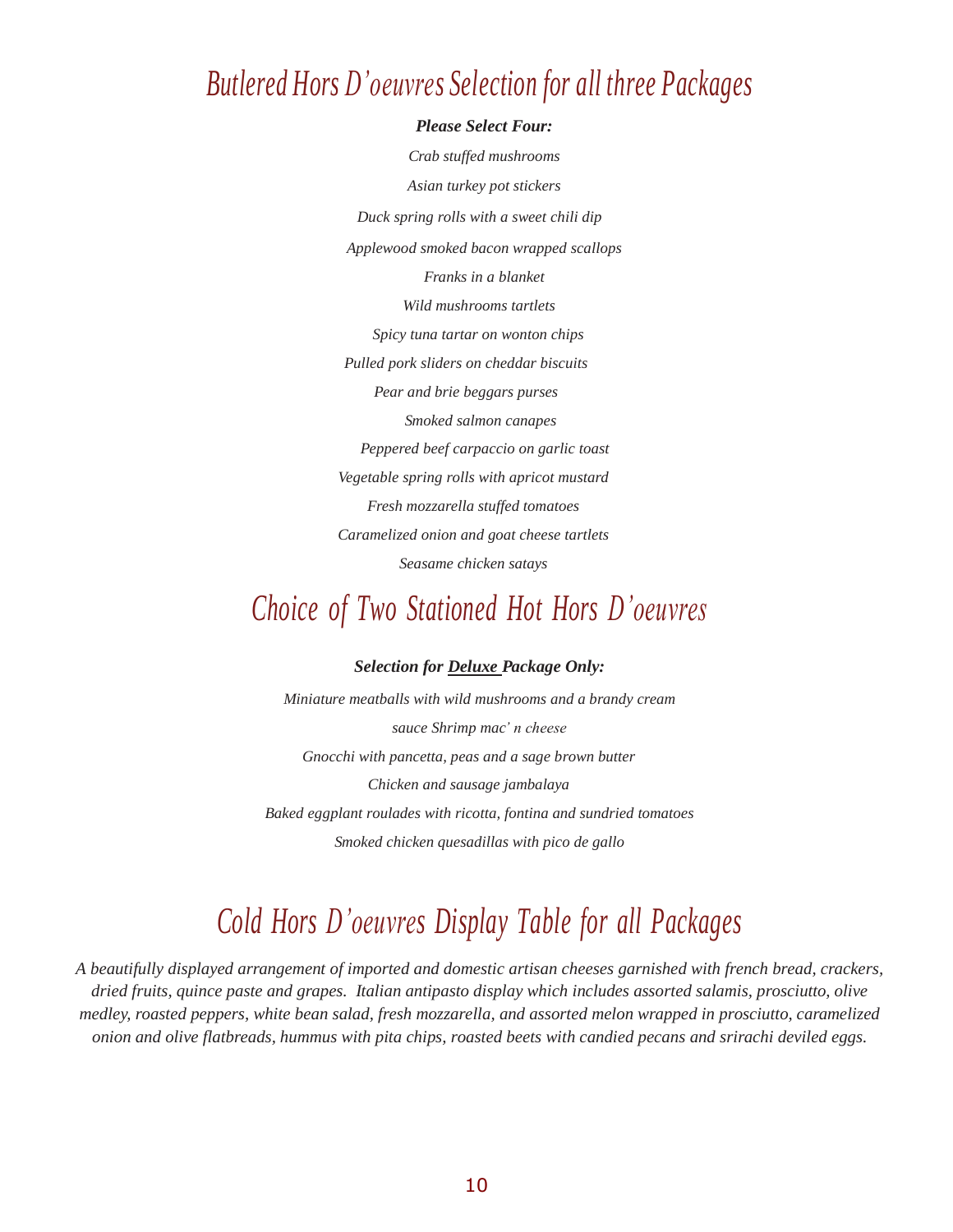## *Butlered Hors D'oeuvres Selection for all three Packages*

***Please Select Four:***

*Crab stuffed mushrooms*

*Asian turkey pot stickers*

*Duck spring rolls with a sweet chili dip*

*Applewood smoked bacon wrapped scallops*

*Franks in a blanket*

*Wild mushrooms tartlets*

*Spicy tuna tartar on wonton chips*

*Pulled pork sliders on cheddar biscuits*

*Pear and brie beggars purses*

*Smoked salmon canapes*

*Peppered beef carpaccio on garlic toast*

*Vegetable spring rolls with apricot mustard*

*Fresh mozzarella stuffed tomatoes*

*Caramelized onion and goat cheese tartlets*

*Seasame chicken satays*

## *Choice of Two Stationed Hot Hors D'oeuvres*

***Selection for Deluxe Package Only:***

*Miniature meatballs with wild mushrooms and a brandy cream*

*sauce Shrimp mac' n cheese*

*Gnocchi with pancetta, peas and a sage brown butter*

*Chicken and sausage jambalaya*

*Baked eggplant roulades with ricotta, fontina and sundried tomatoes*

*Smoked chicken quesadillas with pico de gallo*

## *Cold Hors D'oeuvres Display Table for all Packages*

*A beautifully displayed arrangement of imported and domestic artisan cheeses garnished with french bread, crackers, dried fruits, quince paste and grapes. Italian antipasto display which includes assorted salamis, prosciutto, olive medley, roasted peppers, white bean salad, fresh mozzarella, and assorted melon wrapped in prosciutto, caramelized onion and olive flatbreads, hummus with pita chips, roasted beets with candied pecans and srirachi deviled eggs.*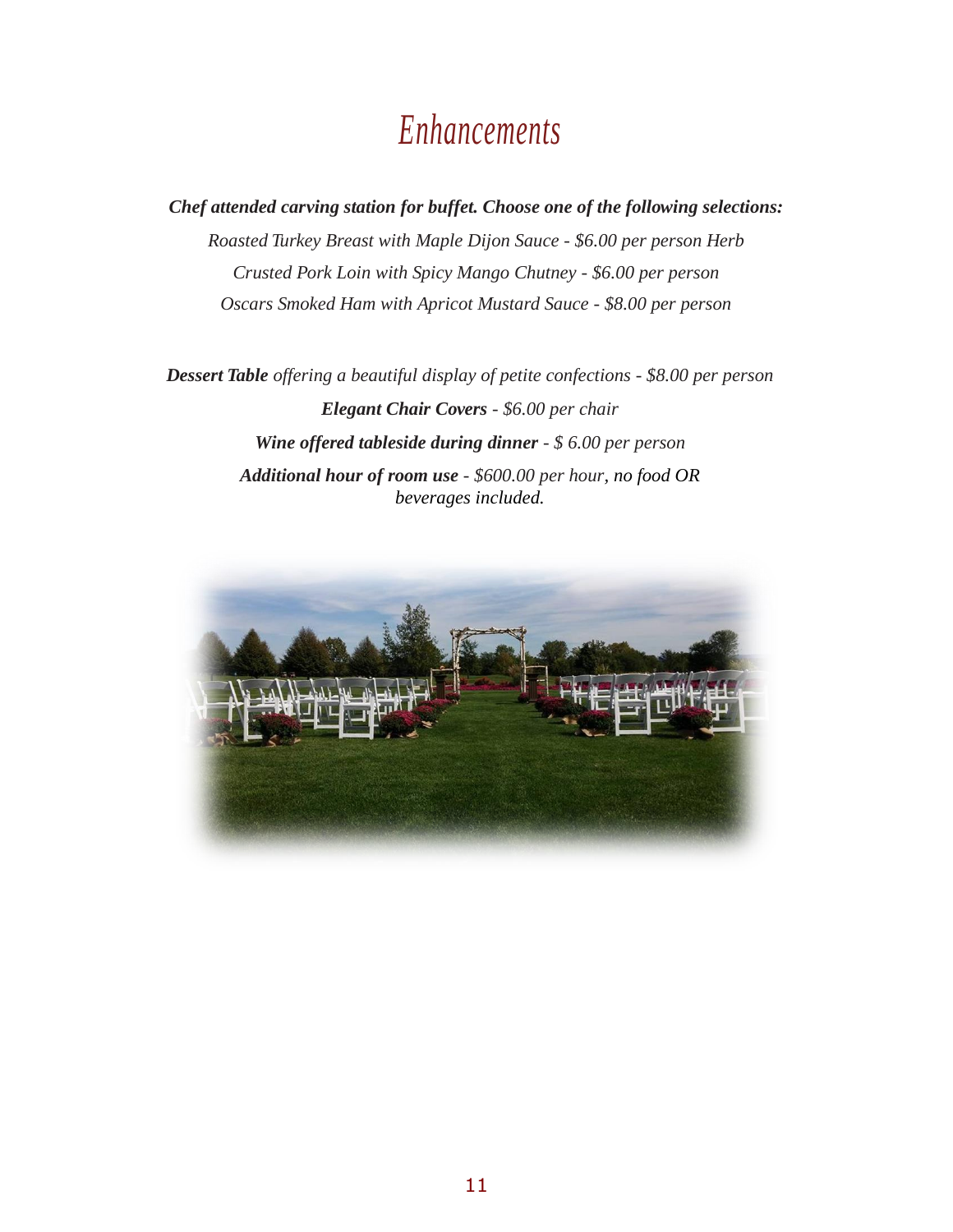# *Enhancements*

***Chef attended carving station for buffet. Choose one of the following selections:***

*Roasted Turkey Breast with Maple Dijon Sauce - $6.00 per person Herb*

*Crusted Pork Loin with Spicy Mango Chutney - $6.00 per person*

*Oscars Smoked Ham with Apricot Mustard Sauce - $8.00 per person*

***Dessert Table*** *offering a beautiful display of petite confections - $8.00 per person*

***Elegant Chair Covers*** *- $6.00 per chair*

***Wine offered tableside during dinner*** *- $ 6.00 per person*

***Additional hour of room use*** *- $600.00 per hour, no food OR beverages included.*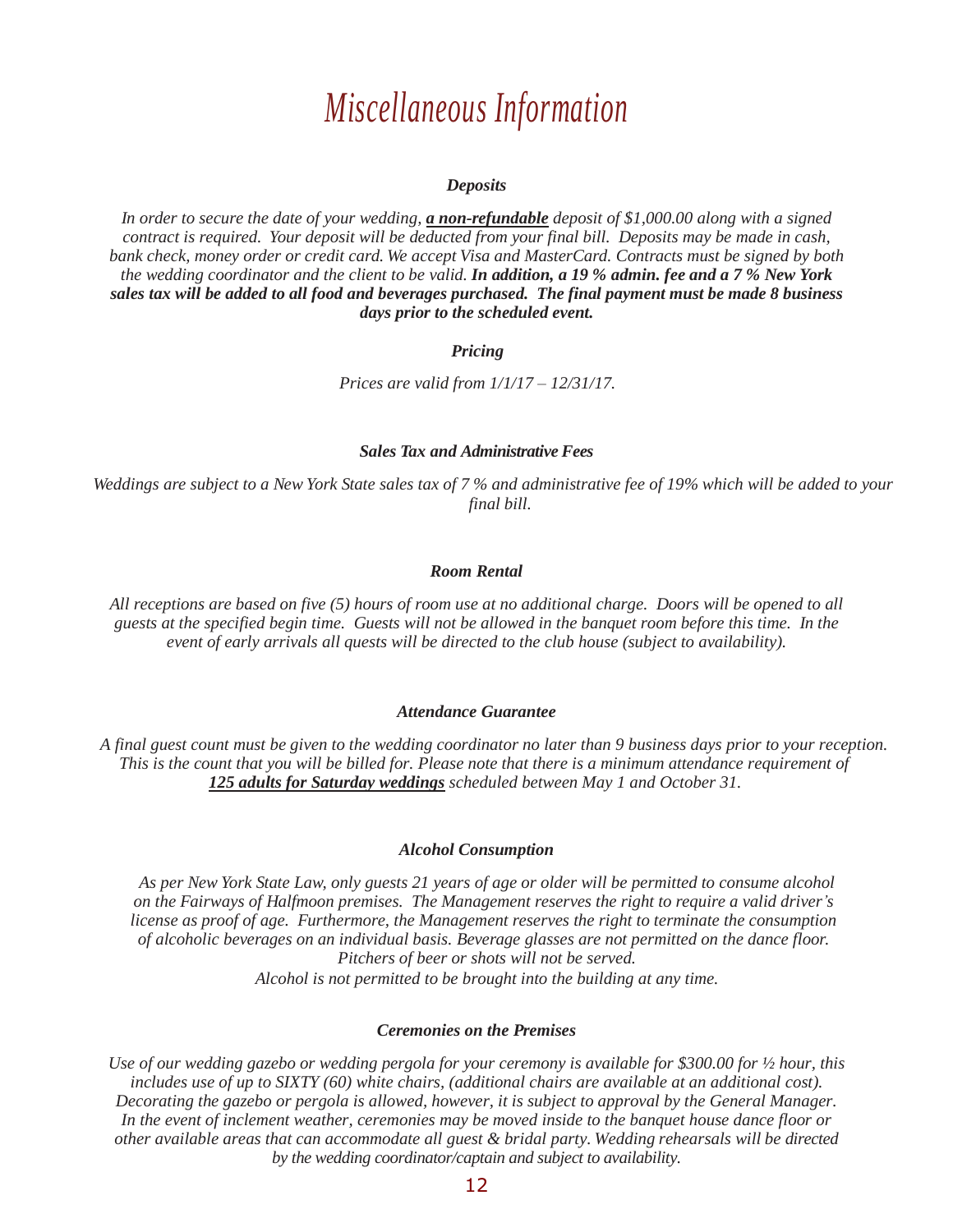# *Miscellaneous Information*

### *Deposits*

*In order to secure the date of your wedding, **a non-refundable** deposit of $1,000.00 along with a signed contract is required. Your deposit will be deducted from your final bill. Deposits may be made in cash, bank check, money order or credit card. We accept Visa and MasterCard. Contracts must be signed by both the wedding coordinator and the client to be valid.* ***In addition, a 19 % admin. fee and a 7 % New York sales tax will be added to all food and beverages purchased. The final payment must be made 8 business days prior to the scheduled event.***

### *Pricing*

*Prices are valid from 1/1/17 – 12/31/17.*

### *Sales Tax and Administrative Fees*

*Weddings are subject to a New York State sales tax of 7 % and administrative fee of 19% which will be added to your final bill.*

### *Room Rental*

*All receptions are based on five (5) hours of room use at no additional charge. Doors will be opened to all guests at the specified begin time. Guests will not be allowed in the banquet room before this time. In the event of early arrivals all guests will be directed to the club house (subject to availability).*

### *Attendance Guarantee*

*A final guest count must be given to the wedding coordinator no later than 9 business days prior to your reception. This is the count that you will be billed for. Please note that there is a minimum attendance requirement of* ***125 adults for Saturday weddings*** *scheduled between May 1 and October 31.*

### *Alcohol Consumption*

*As per New York State Law, only guests 21 years of age or older will be permitted to consume alcohol on the Fairways of Halfmoon premises. The Management reserves the right to require a valid driver's license as proof of age. Furthermore, the Management reserves the right to terminate the consumption of alcoholic beverages on an individual basis. Beverage glasses are not permitted on the dance floor. Pitchers of beer or shots will not be served.*
*Alcohol is not permitted to be brought into the building at any time.*

### *Ceremonies on the Premises*

*Use of our wedding gazebo or wedding pergola for your ceremony is available for $300.00 for ½ hour, this includes use of up to SIXTY (60) white chairs, (additional chairs are available at an additional cost). Decorating the gazebo or pergola is allowed, however, it is subject to approval by the General Manager. In the event of inclement weather, ceremonies may be moved inside to the banquet house dance floor or other available areas that can accommodate all guest & bridal party. Wedding rehearsals will be directed by the wedding coordinator/captain and subject to availability.*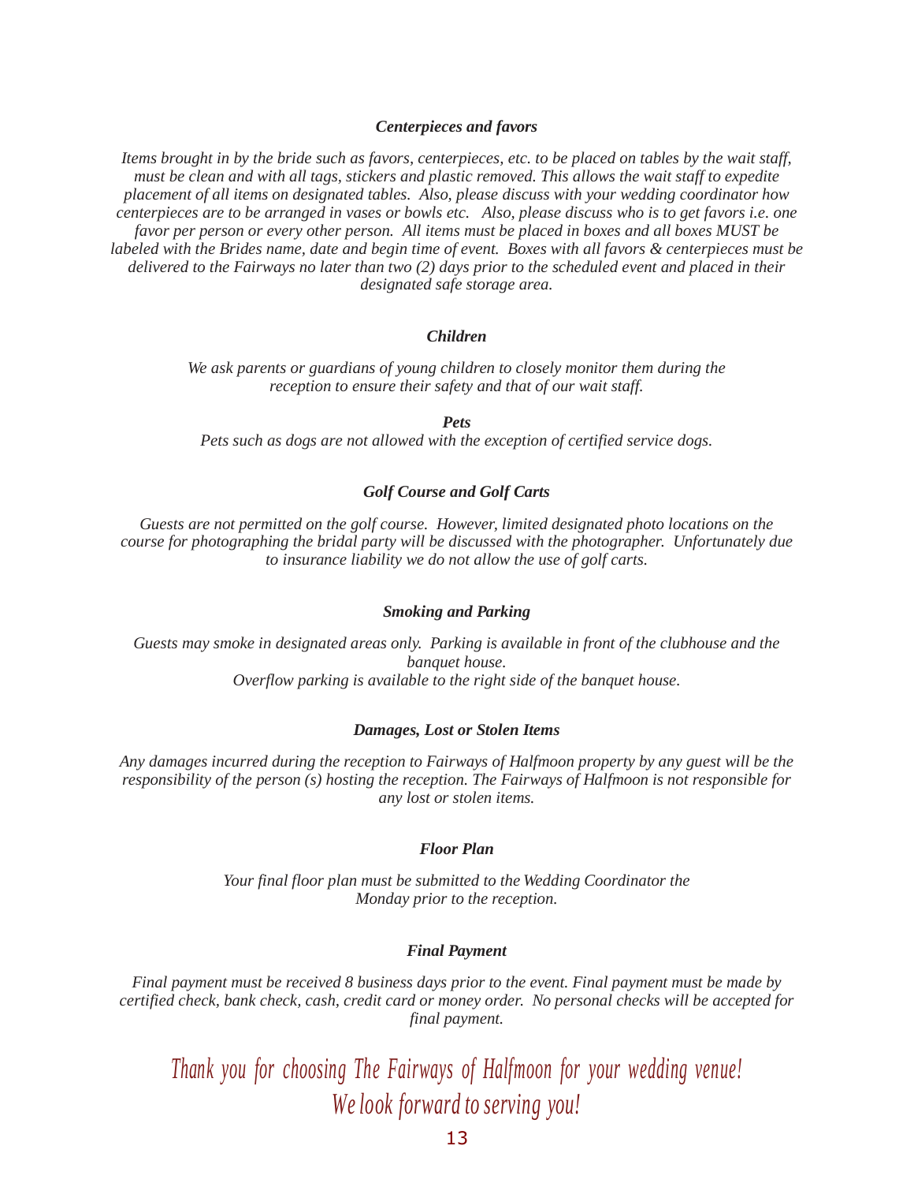### *Centerpieces and favors*

*Items brought in by the bride such as favors, centerpieces, etc. to be placed on tables by the wait staff, must be clean and with all tags, stickers and plastic removed. This allows the wait staff to expedite placement of all items on designated tables. Also, please discuss with your wedding coordinator how centerpieces are to be arranged in vases or bowls etc. Also, please discuss who is to get favors i.e. one favor per person or every other person. All items must be placed in boxes and all boxes MUST be labeled with the Brides name, date and begin time of event. Boxes with all favors & centerpieces must be delivered to the Fairways no later than two (2) days prior to the scheduled event and placed in their designated safe storage area.*

### *Children*

*We ask parents or guardians of young children to closely monitor them during the reception to ensure their safety and that of our wait staff.*

### *Pets*

*Pets such as dogs are not allowed with the exception of certified service dogs.*

### *Golf Course and Golf Carts*

*Guests are not permitted on the golf course. However, limited designated photo locations on the course for photographing the bridal party will be discussed with the photographer. Unfortunately due to insurance liability we do not allow the use of golf carts.*

### *Smoking and Parking*

*Guests may smoke in designated areas only. Parking is available in front of the clubhouse and the banquet house.*
*Overflow parking is available to the right side of the banquet house.*

### *Damages, Lost or Stolen Items*

*Any damages incurred during the reception to Fairways of Halfmoon property by any guest will be the responsibility of the person (s) hosting the reception. The Fairways of Halfmoon is not responsible for any lost or stolen items.*

### *Floor Plan*

*Your final floor plan must be submitted to the Wedding Coordinator the Monday prior to the reception.*

### *Final Payment*

*Final payment must be received 8 business days prior to the event. Final payment must be made by certified check, bank check, cash, credit card or money order. No personal checks will be accepted for final payment.*

*Thank you for choosing The Fairways of Halfmoon for your wedding venue!*
*We look forward to serving you!*